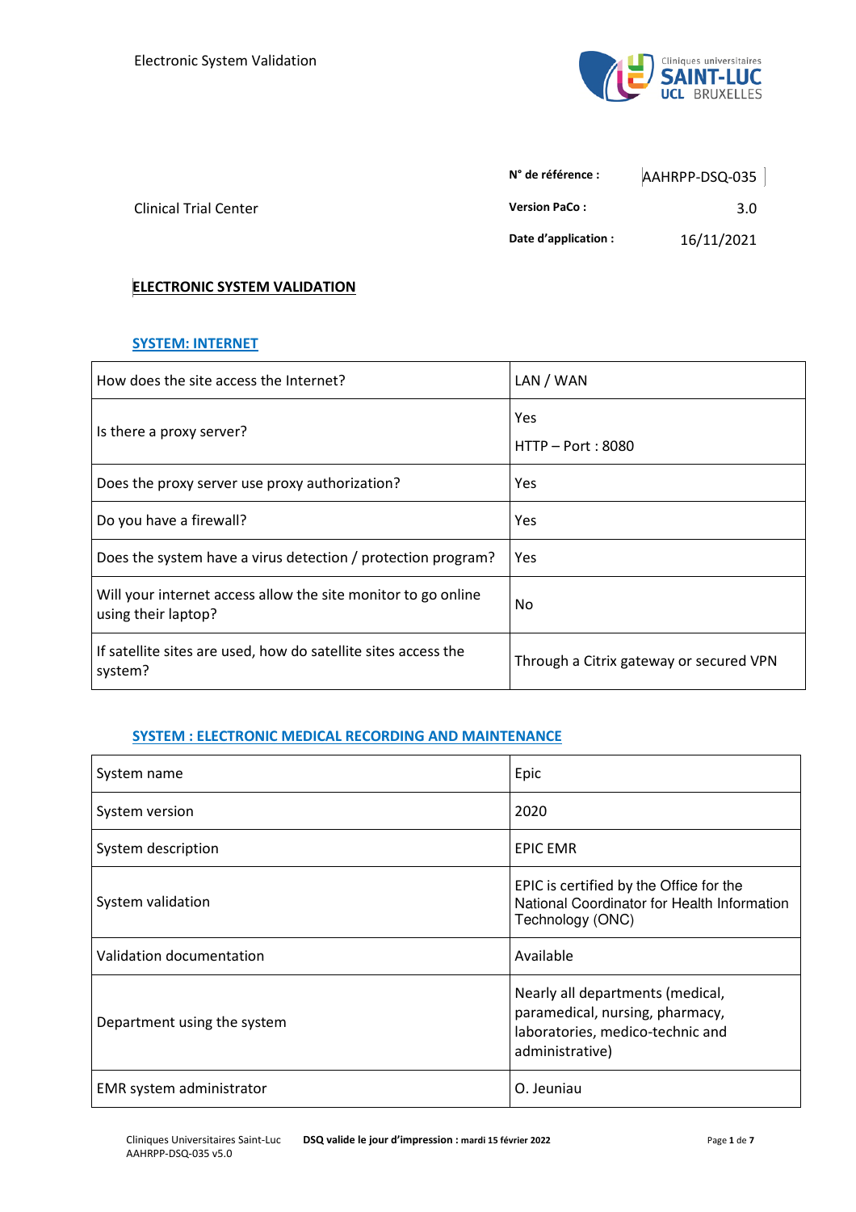Clinical Trial Center

| N° de référence : | AAHRPP-DSQ-035 |
|---|---|
| Version PaCo : | 3.0 |
| Date d'application : | 16/11/2021 |

# ELECTRONIC SYSTEM VALIDATION

## SYSTEM: INTERNET

| How does the site access the Internet? | LAN / WAN |
|---|---|
| Is there a proxy server? | Yes<br>HTTP – Port : 8080 |
| Does the proxy server use proxy authorization? | Yes |
| Do you have a firewall? | Yes |
| Does the system have a virus detection / protection program? | Yes |
| Will your internet access allow the site monitor to go online using their laptop? | No |
| If satellite sites are used, how do satellite sites access the system? | Through a Citrix gateway or secured VPN |

## SYSTEM : ELECTRONIC MEDICAL RECORDING AND MAINTENANCE

| System name | Epic |
|---|---|
| System version | 2020 |
| System description | EPIC EMR |
| System validation | EPIC is certified by the Office for the National Coordinator for Health Information Technology (ONC) |
| Validation documentation | Available |
| Department using the system | Nearly all departments (medical, paramedical, nursing, pharmacy, laboratories, medico-technic and administrative) |
| EMR system administrator | O. Jeuniau |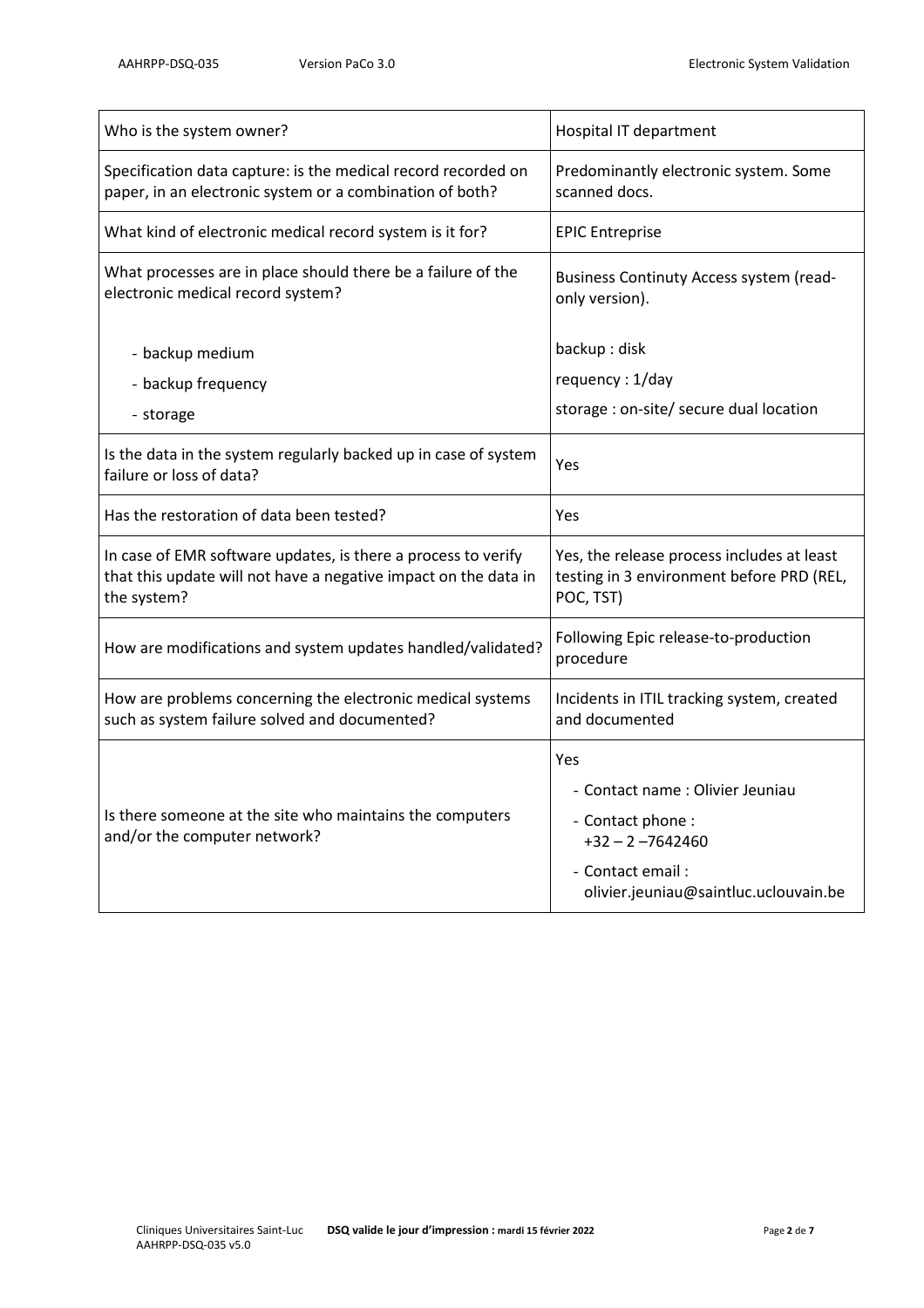| | |
|---|---|
| Who is the system owner? | Hospital IT department |
| Specification data capture: is the medical record recorded on paper, in an electronic system or a combination of both? | Predominantly electronic system. Some scanned docs. |
| What kind of electronic medical record system is it for? | EPIC Entreprise |
| What processes are in place should there be a failure of the electronic medical record system?<br><br>- backup medium<br>- backup frequency<br>- storage | Business Continuty Access system (read-only version).<br><br>backup : disk<br>requency : 1/day<br>storage : on-site/ secure dual location |
| Is the data in the system regularly backed up in case of system failure or loss of data? | Yes |
| Has the restoration of data been tested? | Yes |
| In case of EMR software updates, is there a process to verify that this update will not have a negative impact on the data in the system? | Yes, the release process includes at least testing in 3 environment before PRD (REL, POC, TST) |
| How are modifications and system updates handled/validated? | Following Epic release-to-production procedure |
| How are problems concerning the electronic medical systems such as system failure solved and documented? | Incidents in ITIL tracking system, created and documented |
| Is there someone at the site who maintains the computers and/or the computer network? | Yes<br>- Contact name : Olivier Jeuniau<br>- Contact phone : +32 – 2 –7642460<br>- Contact email : olivier.jeuniau@saintluc.uclouvain.be |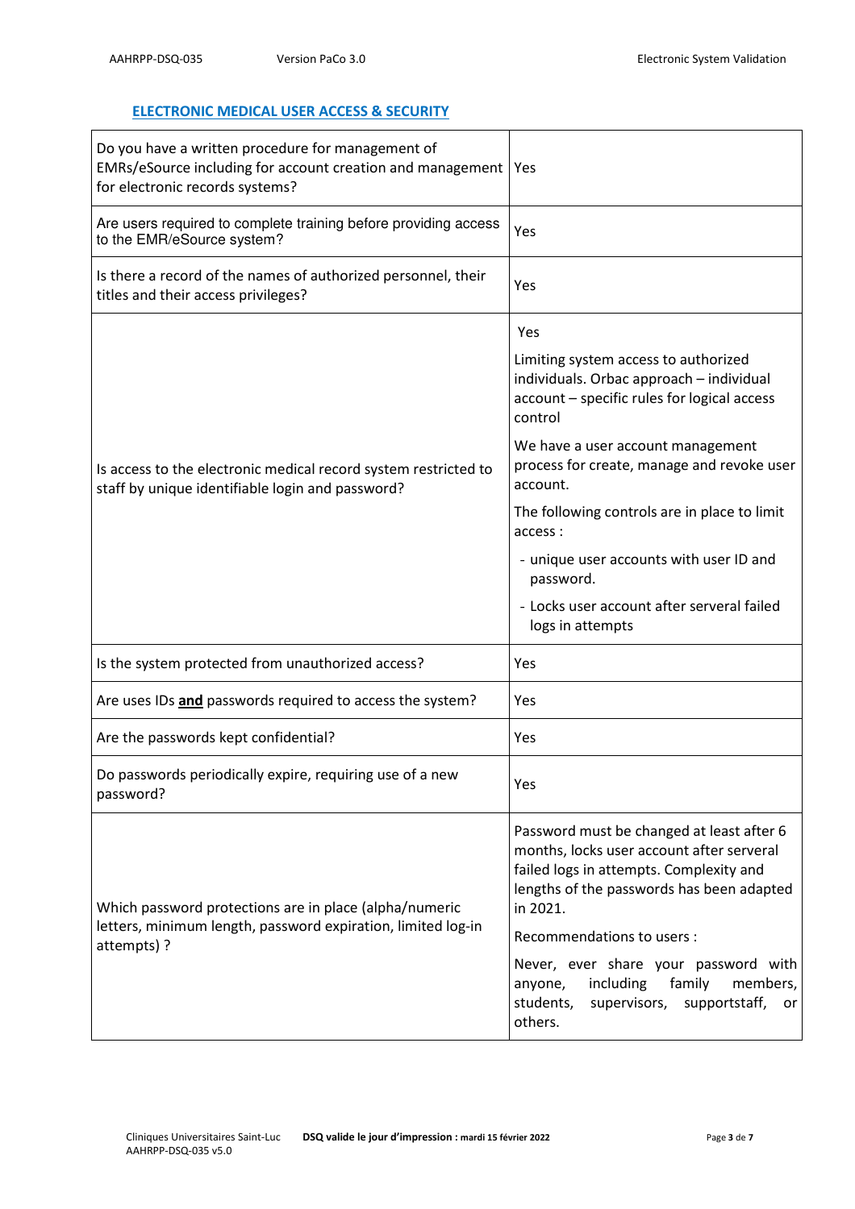## ELECTRONIC MEDICAL USER ACCESS & SECURITY

| | |
|---|---|
| Do you have a written procedure for management of EMRs/eSource including for account creation and management for electronic records systems? | Yes |
| Are users required to complete training before providing access to the EMR/eSource system? | Yes |
| Is there a record of the names of authorized personnel, their titles and their access privileges? | Yes |
| Is access to the electronic medical record system restricted to staff by unique identifiable login and password? | Yes<br><br>Limiting system access to authorized individuals. Orbac approach – individual account – specific rules for logical access control<br><br>We have a user account management process for create, manage and revoke user account.<br><br>The following controls are in place to limit access :<br><br>- unique user accounts with user ID and password.<br>- Locks user account after serveral failed logs in attempts |
| Is the system protected from unauthorized access? | Yes |
| Are uses IDs **and** passwords required to access the system? | Yes |
| Are the passwords kept confidential? | Yes |
| Do passwords periodically expire, requiring use of a new password? | Yes |
| Which password protections are in place (alpha/numeric letters, minimum length, password expiration, limited log-in attempts) ? | Password must be changed at least after 6 months, locks user account after serveral failed logs in attempts. Complexity and lengths of the passwords has been adapted in 2021.<br><br>Recommendations to users :<br><br>Never, ever share your password with anyone, including family members, students, supervisors, supportstaff, or others. |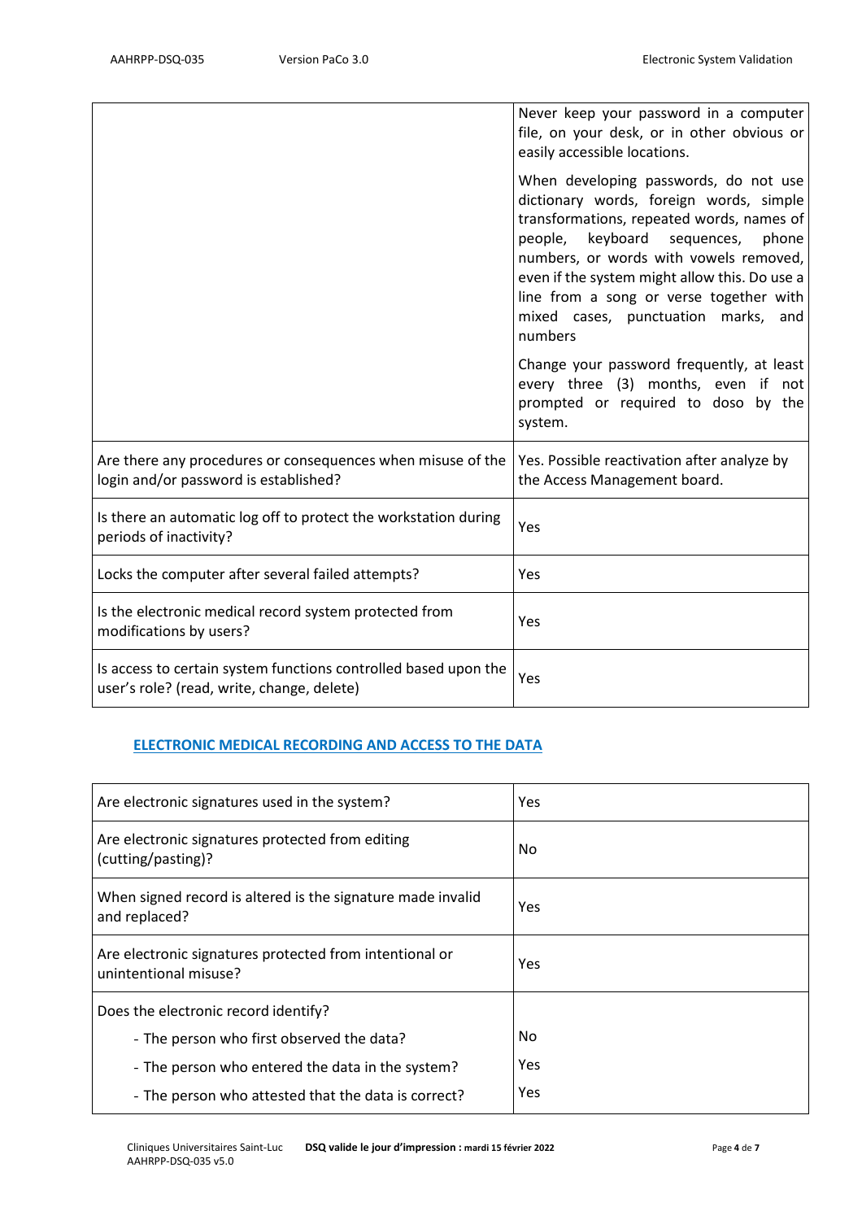| | |
|---|---|
| | Never keep your password in a computer file, on your desk, or in other obvious or easily accessible locations.<br><br>When developing passwords, do not use dictionary words, foreign words, simple transformations, repeated words, names of people, keyboard sequences, phone numbers, or words with vowels removed, even if the system might allow this. Do use a line from a song or verse together with mixed cases, punctuation marks, and numbers<br><br>Change your password frequently, at least every three (3) months, even if not prompted or required to doso by the system. |
| Are there any procedures or consequences when misuse of the login and/or password is established? | Yes. Possible reactivation after analyze by the Access Management board. |
| Is there an automatic log off to protect the workstation during periods of inactivity? | Yes |
| Locks the computer after several failed attempts? | Yes |
| Is the electronic medical record system protected from modifications by users? | Yes |
| Is access to certain system functions controlled based upon the user's role? (read, write, change, delete) | Yes |

## ELECTRONIC MEDICAL RECORDING AND ACCESS TO THE DATA

| | |
|---|---|
| Are electronic signatures used in the system? | Yes |
| Are electronic signatures protected from editing (cutting/pasting)? | No |
| When signed record is altered is the signature made invalid and replaced? | Yes |
| Are electronic signatures protected from intentional or unintentional misuse? | Yes |
| Does the electronic record identify?<br>- The person who first observed the data?<br>- The person who entered the data in the system?<br>- The person who attested that the data is correct? | <br>No<br>Yes<br>Yes |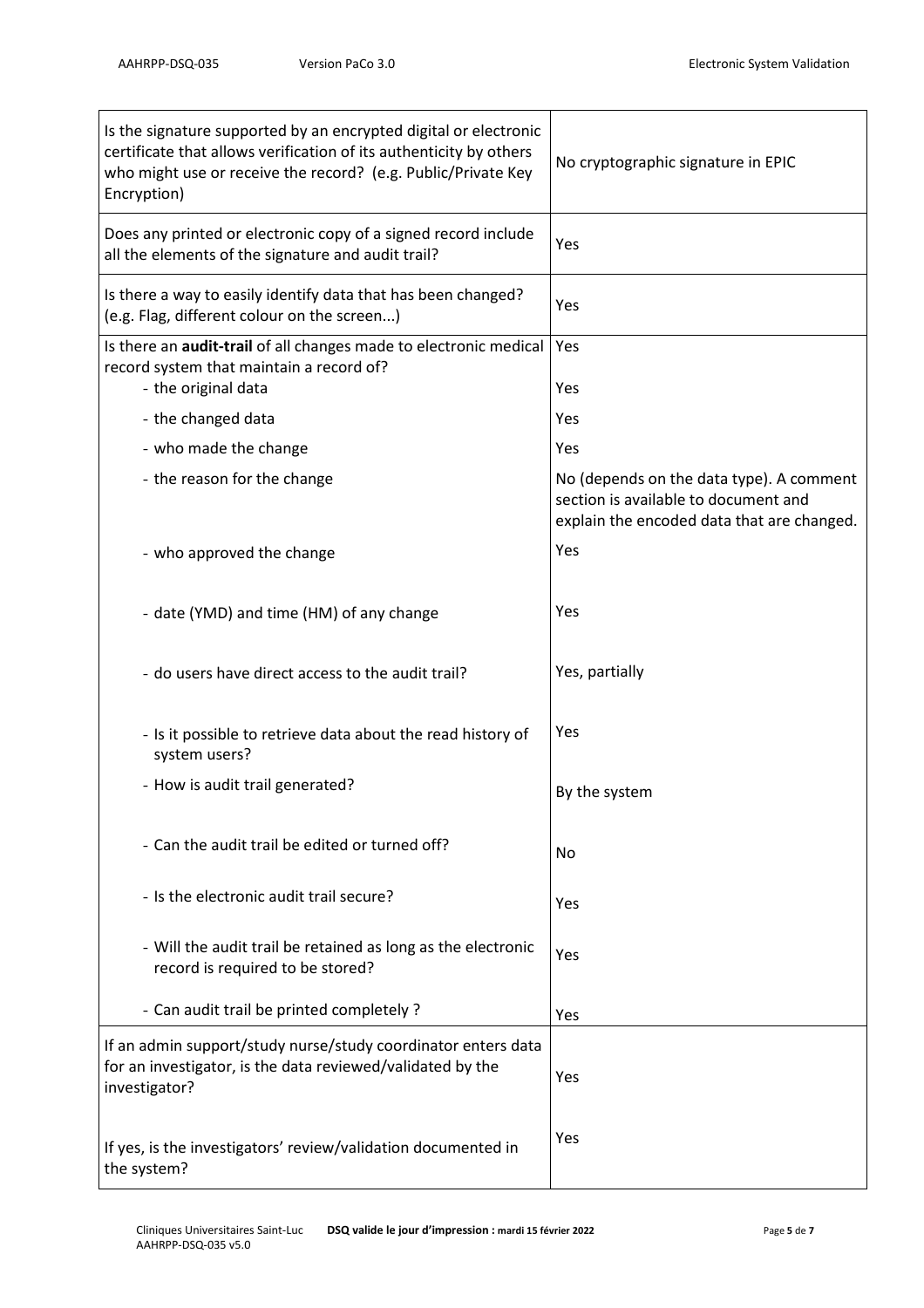| | |
|---|---|
| Is the signature supported by an encrypted digital or electronic certificate that allows verification of its authenticity by others who might use or receive the record? (e.g. Public/Private Key Encryption) | No cryptographic signature in EPIC |
| Does any printed or electronic copy of a signed record include all the elements of the signature and audit trail? | Yes |
| Is there a way to easily identify data that has been changed? (e.g. Flag, different colour on the screen...) | Yes |
| Is there an **audit-trail** of all changes made to electronic medical record system that maintain a record of? | Yes |
| - the original data | Yes |
| - the changed data | Yes |
| - who made the change | Yes |
| - the reason for the change | No (depends on the data type). A comment section is available to document and explain the encoded data that are changed. |
| - who approved the change | Yes |
| - date (YMD) and time (HM) of any change | Yes |
| - do users have direct access to the audit trail? | Yes, partially |
| - Is it possible to retrieve data about the read history of system users? | Yes |
| - How is audit trail generated? | By the system |
| - Can the audit trail be edited or turned off? | No |
| - Is the electronic audit trail secure? | Yes |
| - Will the audit trail be retained as long as the electronic record is required to be stored? | Yes |
| - Can audit trail be printed completely ? | Yes |
| If an admin support/study nurse/study coordinator enters data for an investigator, is the data reviewed/validated by the investigator? | Yes |
| If yes, is the investigators' review/validation documented in the system? | Yes |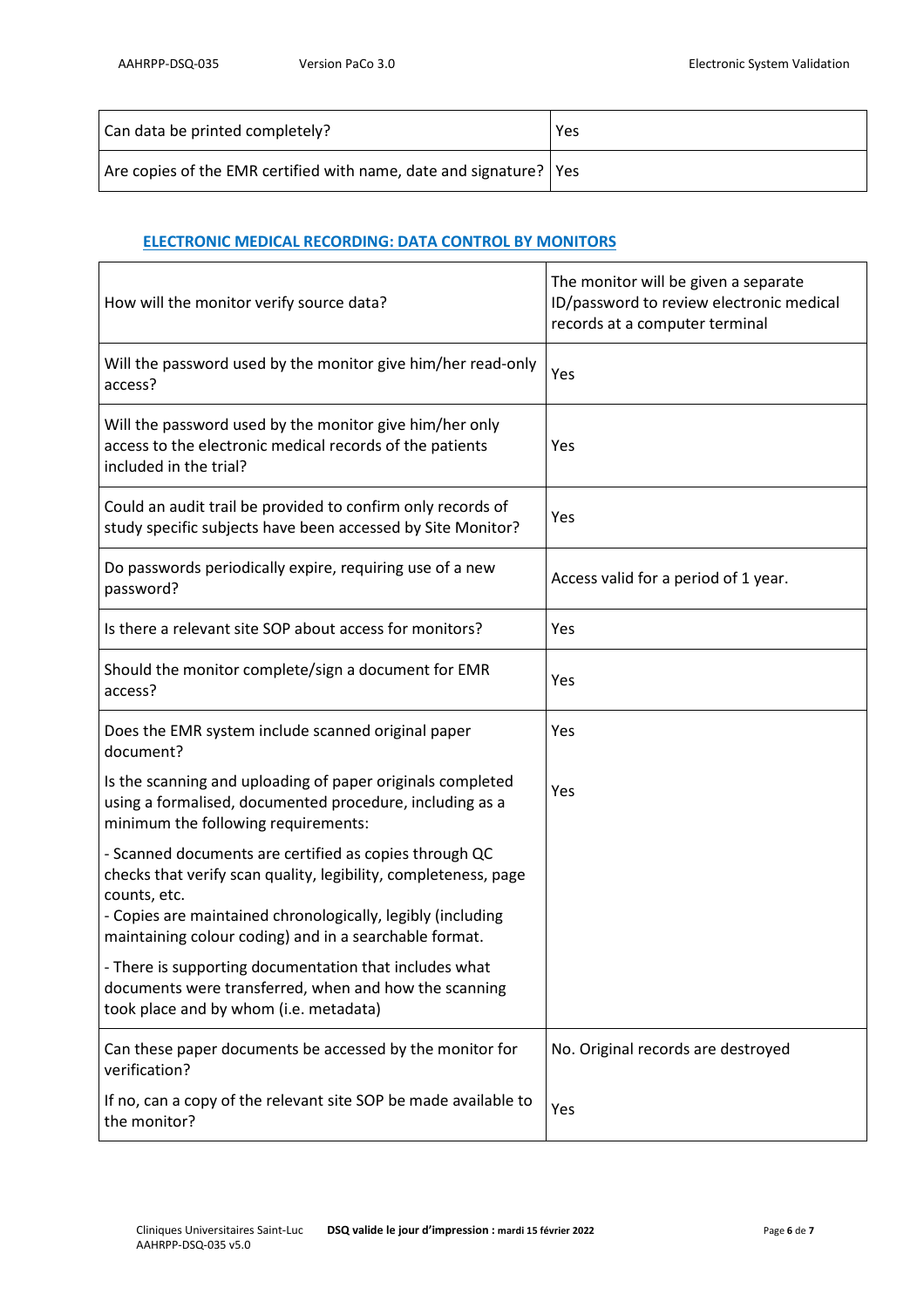| Can data be printed completely? | Yes |
| --- | --- |
| Are copies of the EMR certified with name, date and signature? | Yes |

## ELECTRONIC MEDICAL RECORDING: DATA CONTROL BY MONITORS

| How will the monitor verify source data? | The monitor will be given a separate ID/password to review electronic medical records at a computer terminal |
| --- | --- |
| Will the password used by the monitor give him/her read-only access? | Yes |
| Will the password used by the monitor give him/her only access to the electronic medical records of the patients included in the trial? | Yes |
| Could an audit trail be provided to confirm only records of study specific subjects have been accessed by Site Monitor? | Yes |
| Do passwords periodically expire, requiring use of a new password? | Access valid for a period of 1 year. |
| Is there a relevant site SOP about access for monitors? | Yes |
| Should the monitor complete/sign a document for EMR access? | Yes |
| Does the EMR system include scanned original paper document? | Yes |
| Is the scanning and uploading of paper originals completed using a formalised, documented procedure, including as a minimum the following requirements:<br>- Scanned documents are certified as copies through QC checks that verify scan quality, legibility, completeness, page counts, etc.<br>- Copies are maintained chronologically, legibly (including maintaining colour coding) and in a searchable format.<br>- There is supporting documentation that includes what documents were transferred, when and how the scanning took place and by whom (i.e. metadata) | Yes |
| Can these paper documents be accessed by the monitor for verification? | No. Original records are destroyed |
| If no, can a copy of the relevant site SOP be made available to the monitor? | Yes |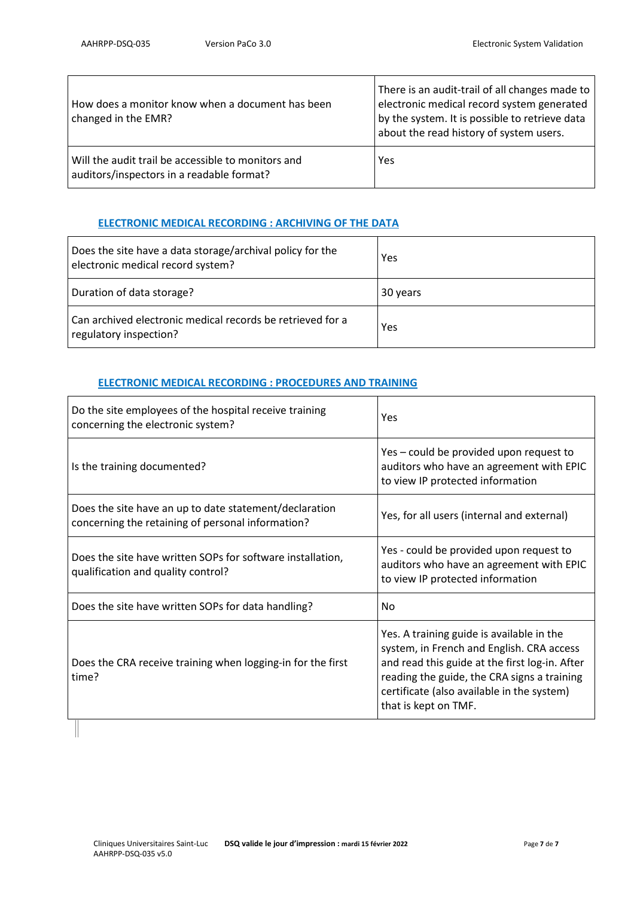| | |
|---|---|
| How does a monitor know when a document has been changed in the EMR? | There is an audit-trail of all changes made to electronic medical record system generated by the system. It is possible to retrieve data about the read history of system users. |
| Will the audit trail be accessible to monitors and auditors/inspectors in a readable format? | Yes |

## ELECTRONIC MEDICAL RECORDING : ARCHIVING OF THE DATA

| | |
|---|---|
| Does the site have a data storage/archival policy for the electronic medical record system? | Yes |
| Duration of data storage? | 30 years |
| Can archived electronic medical records be retrieved for a regulatory inspection? | Yes |

## ELECTRONIC MEDICAL RECORDING : PROCEDURES AND TRAINING

| | |
|---|---|
| Do the site employees of the hospital receive training concerning the electronic system? | Yes |
| Is the training documented? | Yes – could be provided upon request to auditors who have an agreement with EPIC to view IP protected information |
| Does the site have an up to date statement/declaration concerning the retaining of personal information? | Yes, for all users (internal and external) |
| Does the site have written SOPs for software installation, qualification and quality control? | Yes - could be provided upon request to auditors who have an agreement with EPIC to view IP protected information |
| Does the site have written SOPs for data handling? | No |
| Does the CRA receive training when logging-in for the first time? | Yes. A training guide is available in the system, in French and English. CRA access and read this guide at the first log-in. After reading the guide, the CRA signs a training certificate (also available in the system) that is kept on TMF. |